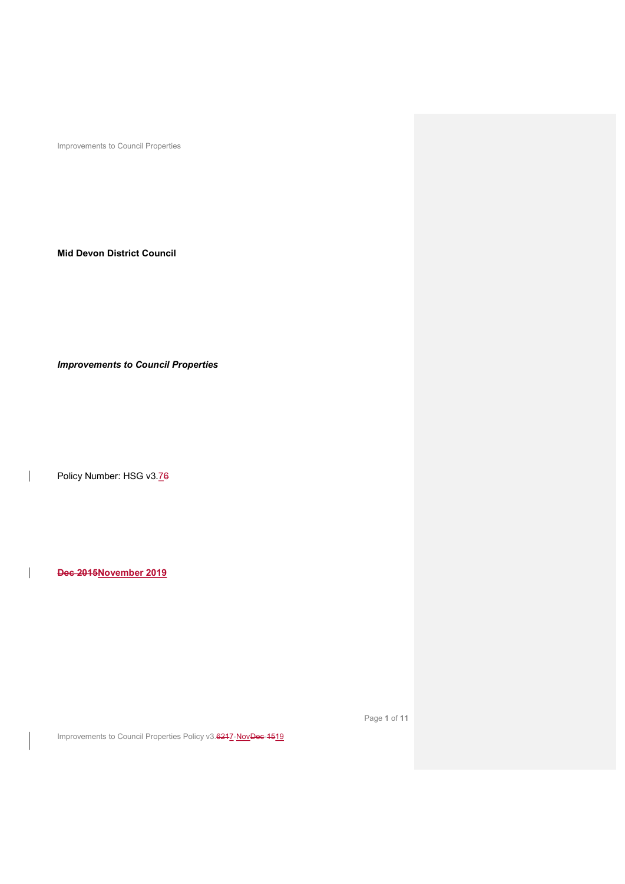**Mid Devon District Council**

***Improvements to Council Properties***

Policy Number: HSG v3.~~6~~7

**~~Dec 2015~~November 2019**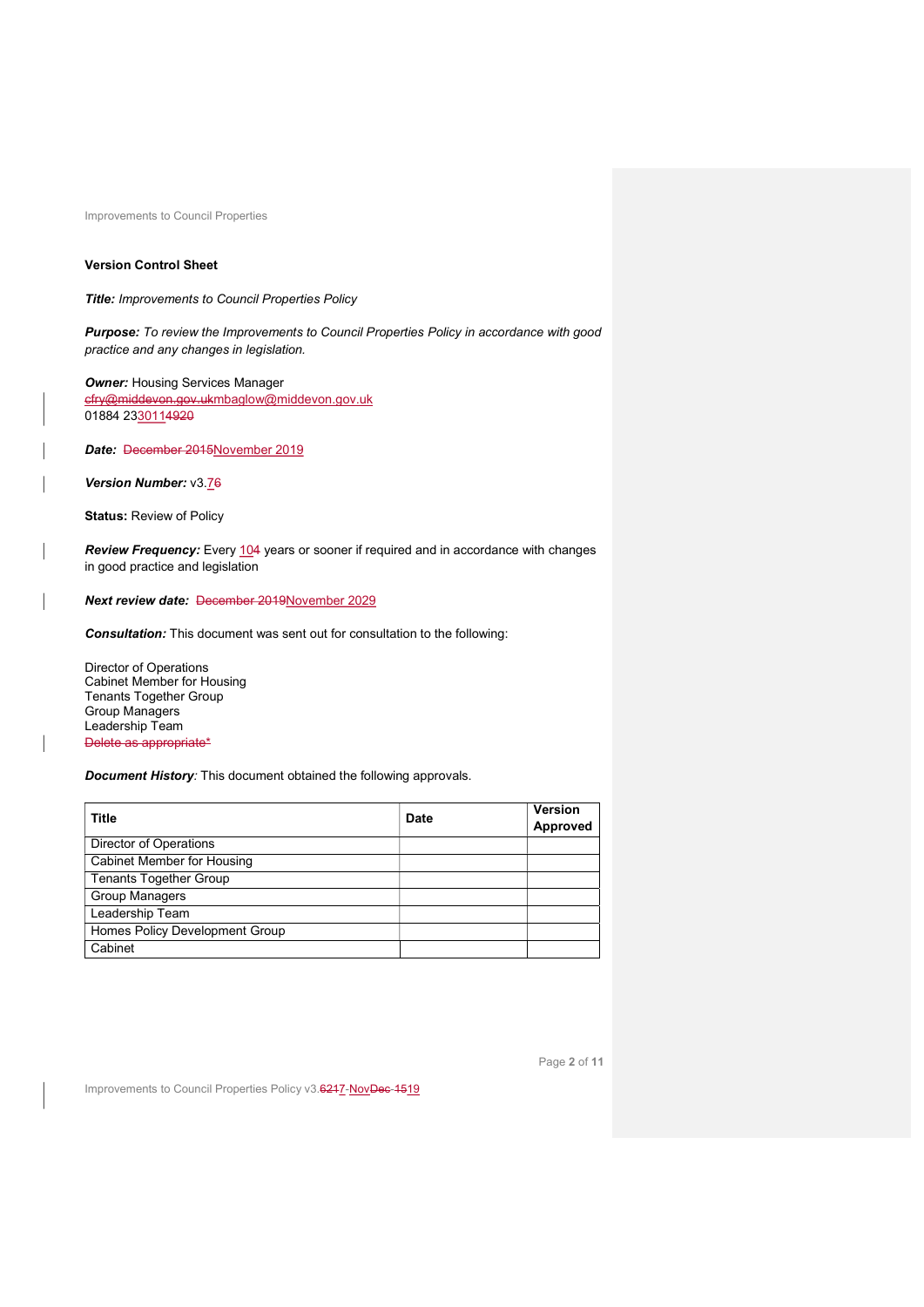### Version Control Sheet

***Title:*** *Improvements to Council Properties Policy*

***Purpose:*** *To review the Improvements to Council Properties Policy in accordance with good practice and any changes in legislation.*

***Owner:*** Housing Services Manager
~~cfry@middevon.gov.uk~~mbaglow@middevon.gov.uk
01884 233011~~4920~~

***Date:*** ~~December 2015~~November 2019

***Version Number:*** v3.7~~6~~

**Status:** Review of Policy

***Review Frequency:*** Every 10~~4~~ years or sooner if required and in accordance with changes in good practice and legislation

***Next review date:*** ~~December 2019~~November 2029

***Consultation:*** This document was sent out for consultation to the following:

Director of Operations
Cabinet Member for Housing
Tenants Together Group
Group Managers
Leadership Team
~~Delete as appropriate*~~

***Document History****:* This document obtained the following approvals.

| Title | Date | Version Approved |
|---|---|---|
| Director of Operations | | |
| Cabinet Member for Housing | | |
| Tenants Together Group | | |
| Group Managers | | |
| Leadership Team | | |
| Homes Policy Development Group | | |
| Cabinet | | |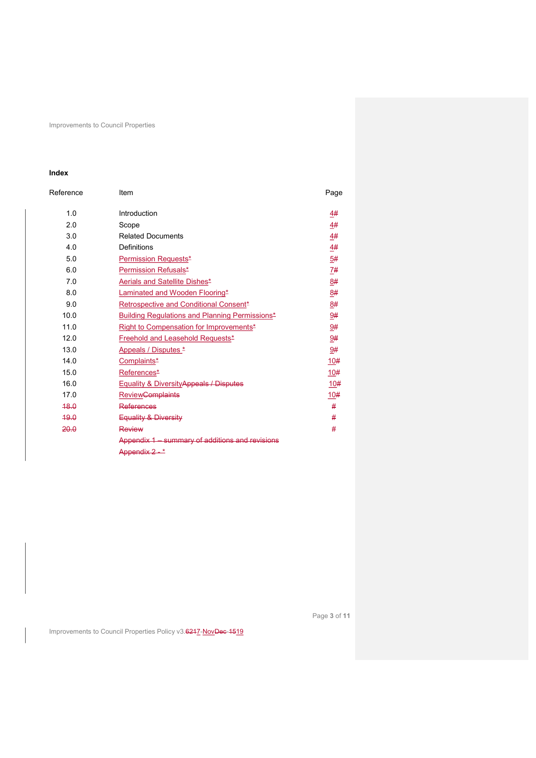**Index**

| Reference | Item | Page |
|---|---|---|
| 1.0 | Introduction | 4# |
| 2.0 | Scope | 4# |
| 3.0 | Related Documents | 4# |
| 4.0 | Definitions | 4# |
| 5.0 | Permission Requests* | 5# |
| 6.0 | Permission Refusals* | 7# |
| 7.0 | Aerials and Satellite Dishes* | 8# |
| 8.0 | Laminated and Wooden Flooring* | 8# |
| 9.0 | Retrospective and Conditional Consent* | 8# |
| 10.0 | Building Regulations and Planning Permissions* | 9# |
| 11.0 | Right to Compensation for Improvements* | 9# |
| 12.0 | Freehold and Leasehold Requests* | 9# |
| 13.0 | Appeals / Disputes * | 9# |
| 14.0 | Complaints* | 10# |
| 15.0 | References* | 10# |
| 16.0 | Equality & DiversityAppeals / Disputes | 10# |
| 17.0 | ReviewComplaints | 10# |
| 18.0 | References | # |
| 19.0 | Equality & Diversity | # |
| 20.0 | Review | # |
| | Appendix 1 – summary of additions and revisions | |
| | Appendix 2 - * | |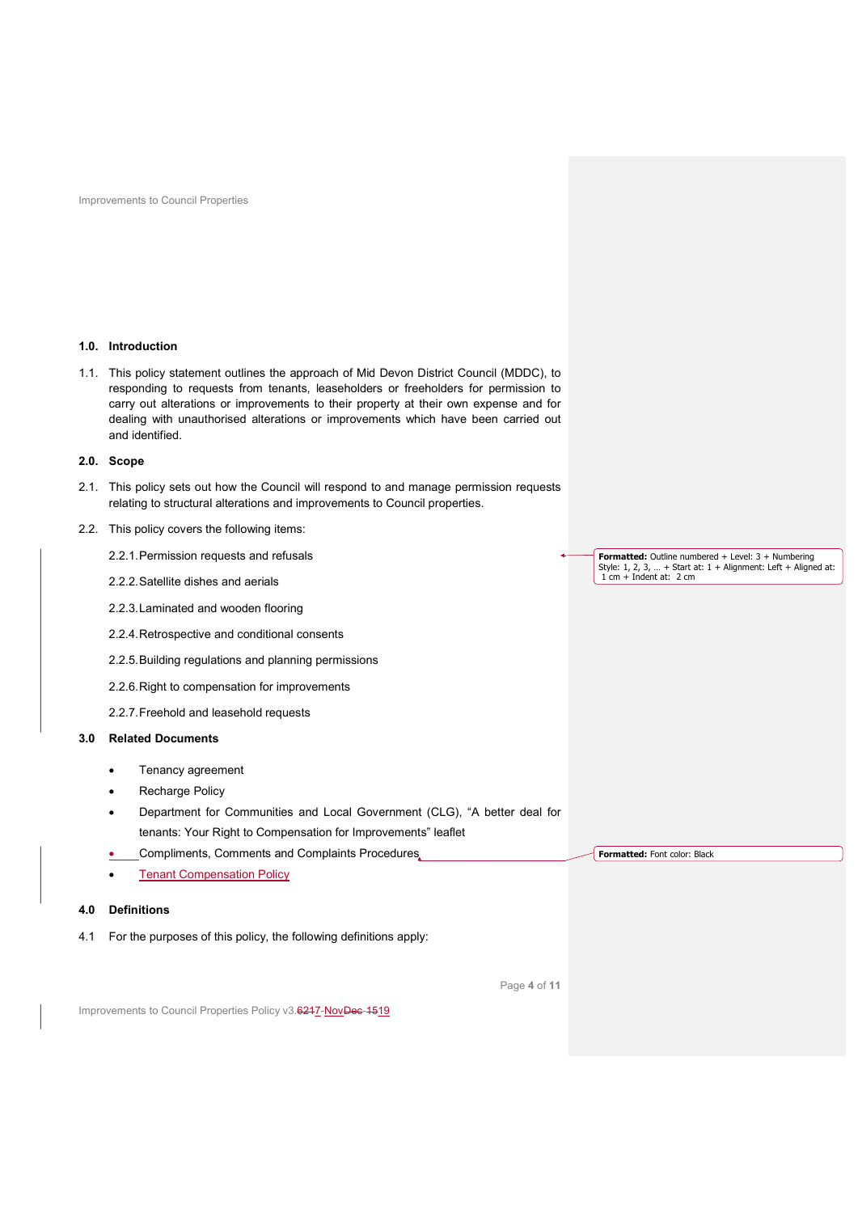## 1.0. Introduction

1.1. This policy statement outlines the approach of Mid Devon District Council (MDDC), to responding to requests from tenants, leaseholders or freeholders for permission to carry out alterations or improvements to their property at their own expense and for dealing with unauthorised alterations or improvements which have been carried out and identified.

## 2.0. Scope

2.1. This policy sets out how the Council will respond to and manage permission requests relating to structural alterations and improvements to Council properties.

2.2. This policy covers the following items:

2.2.1. Permission requests and refusals

2.2.2. Satellite dishes and aerials

2.2.3. Laminated and wooden flooring

2.2.4. Retrospective and conditional consents

2.2.5. Building regulations and planning permissions

2.2.6. Right to compensation for improvements

2.2.7. Freehold and leasehold requests

## 3.0 Related Documents

- Tenancy agreement
- Recharge Policy
- Department for Communities and Local Government (CLG), "A better deal for tenants: Your Right to Compensation for Improvements" leaflet
- Compliments, Comments and Complaints Procedures
- Tenant Compensation Policy

## 4.0 Definitions

4.1 For the purposes of this policy, the following definitions apply: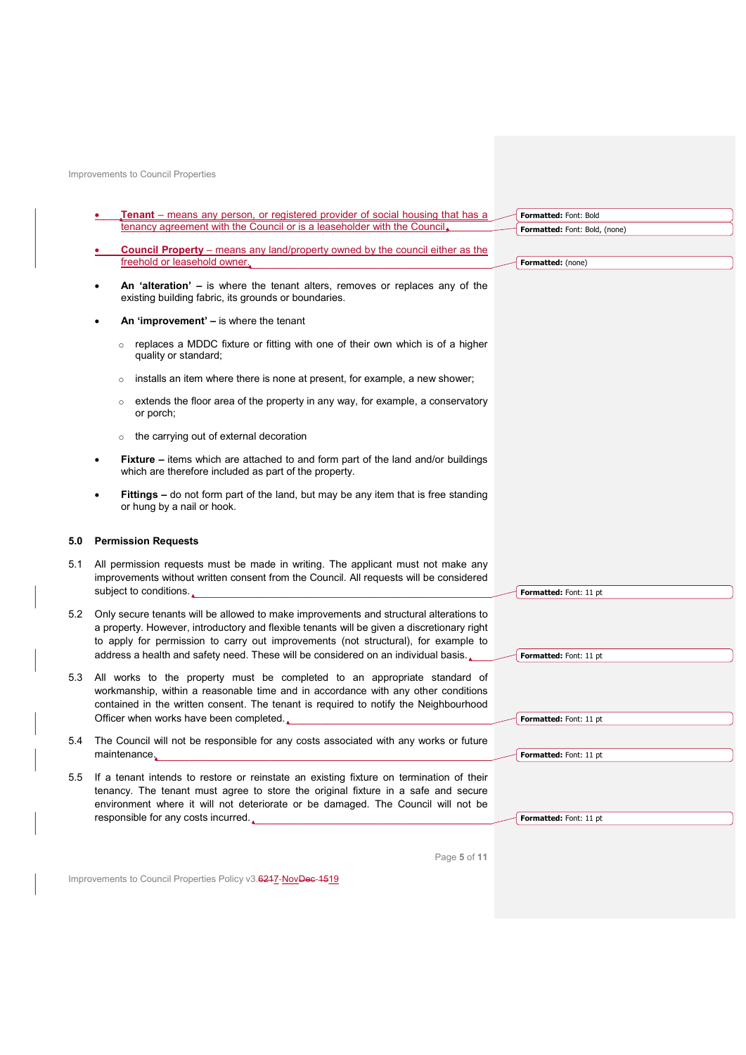- **Tenant** – means any person, or registered provider of social housing that has a tenancy agreement with the Council or is a leaseholder with the Council.
- **Council Property** – means any land/property owned by the council either as the freehold or leasehold owner.
- **An 'alteration' –** is where the tenant alters, removes or replaces any of the existing building fabric, its grounds or boundaries.
- **An 'improvement' –** is where the tenant
  - replaces a MDDC fixture or fitting with one of their own which is of a higher quality or standard;
  - installs an item where there is none at present, for example, a new shower;
  - extends the floor area of the property in any way, for example, a conservatory or porch;
  - the carrying out of external decoration
- **Fixture –** items which are attached to and form part of the land and/or buildings which are therefore included as part of the property.
- **Fittings –** do not form part of the land, but may be any item that is free standing or hung by a nail or hook.

## 5.0 Permission Requests

5.1 All permission requests must be made in writing. The applicant must not make any improvements without written consent from the Council. All requests will be considered subject to conditions.

5.2 Only secure tenants will be allowed to make improvements and structural alterations to a property. However, introductory and flexible tenants will be given a discretionary right to apply for permission to carry out improvements (not structural), for example to address a health and safety need. These will be considered on an individual basis.

5.3 All works to the property must be completed to an appropriate standard of workmanship, within a reasonable time and in accordance with any other conditions contained in the written consent. The tenant is required to notify the Neighbourhood Officer when works have been completed.

5.4 The Council will not be responsible for any costs associated with any works or future maintenance.

5.5 If a tenant intends to restore or reinstate an existing fixture on termination of their tenancy. The tenant must agree to store the original fixture in a safe and secure environment where it will not deteriorate or be damaged. The Council will not be responsible for any costs incurred.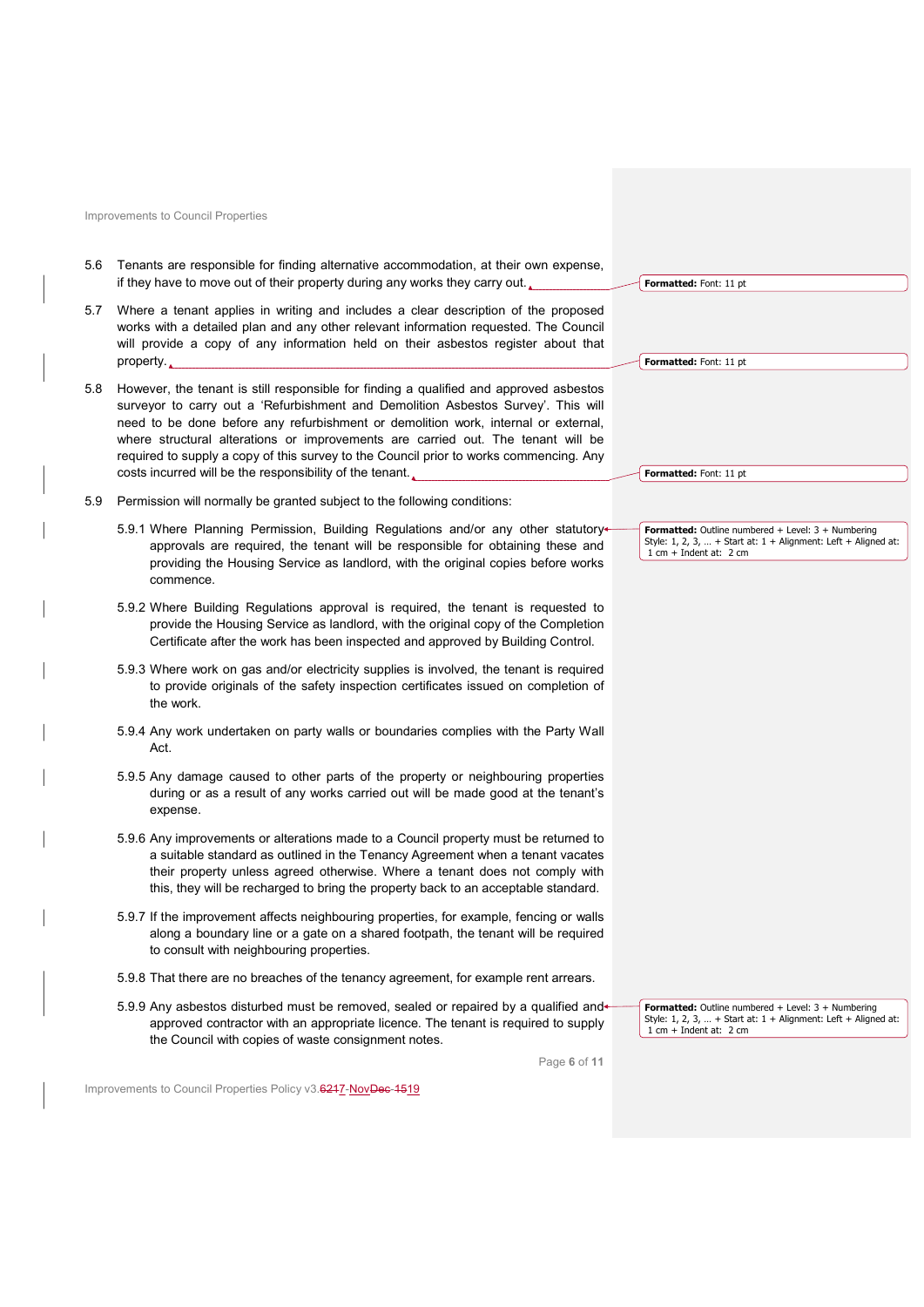5.6 Tenants are responsible for finding alternative accommodation, at their own expense, if they have to move out of their property during any works they carry out.

5.7 Where a tenant applies in writing and includes a clear description of the proposed works with a detailed plan and any other relevant information requested. The Council will provide a copy of any information held on their asbestos register about that property.

5.8 However, the tenant is still responsible for finding a qualified and approved asbestos surveyor to carry out a 'Refurbishment and Demolition Asbestos Survey'. This will need to be done before any refurbishment or demolition work, internal or external, where structural alterations or improvements are carried out. The tenant will be required to supply a copy of this survey to the Council prior to works commencing. Any costs incurred will be the responsibility of the tenant.

5.9 Permission will normally be granted subject to the following conditions:

5.9.1 Where Planning Permission, Building Regulations and/or any other statutory approvals are required, the tenant will be responsible for obtaining these and providing the Housing Service as landlord, with the original copies before works commence.

5.9.2 Where Building Regulations approval is required, the tenant is requested to provide the Housing Service as landlord, with the original copy of the Completion Certificate after the work has been inspected and approved by Building Control.

5.9.3 Where work on gas and/or electricity supplies is involved, the tenant is required to provide originals of the safety inspection certificates issued on completion of the work.

5.9.4 Any work undertaken on party walls or boundaries complies with the Party Wall Act.

5.9.5 Any damage caused to other parts of the property or neighbouring properties during or as a result of any works carried out will be made good at the tenant's expense.

5.9.6 Any improvements or alterations made to a Council property must be returned to a suitable standard as outlined in the Tenancy Agreement when a tenant vacates their property unless agreed otherwise. Where a tenant does not comply with this, they will be recharged to bring the property back to an acceptable standard.

5.9.7 If the improvement affects neighbouring properties, for example, fencing or walls along a boundary line or a gate on a shared footpath, the tenant will be required to consult with neighbouring properties.

5.9.8 That there are no breaches of the tenancy agreement, for example rent arrears.

5.9.9 Any asbestos disturbed must be removed, sealed or repaired by a qualified and approved contractor with an appropriate licence. The tenant is required to supply the Council with copies of waste consignment notes.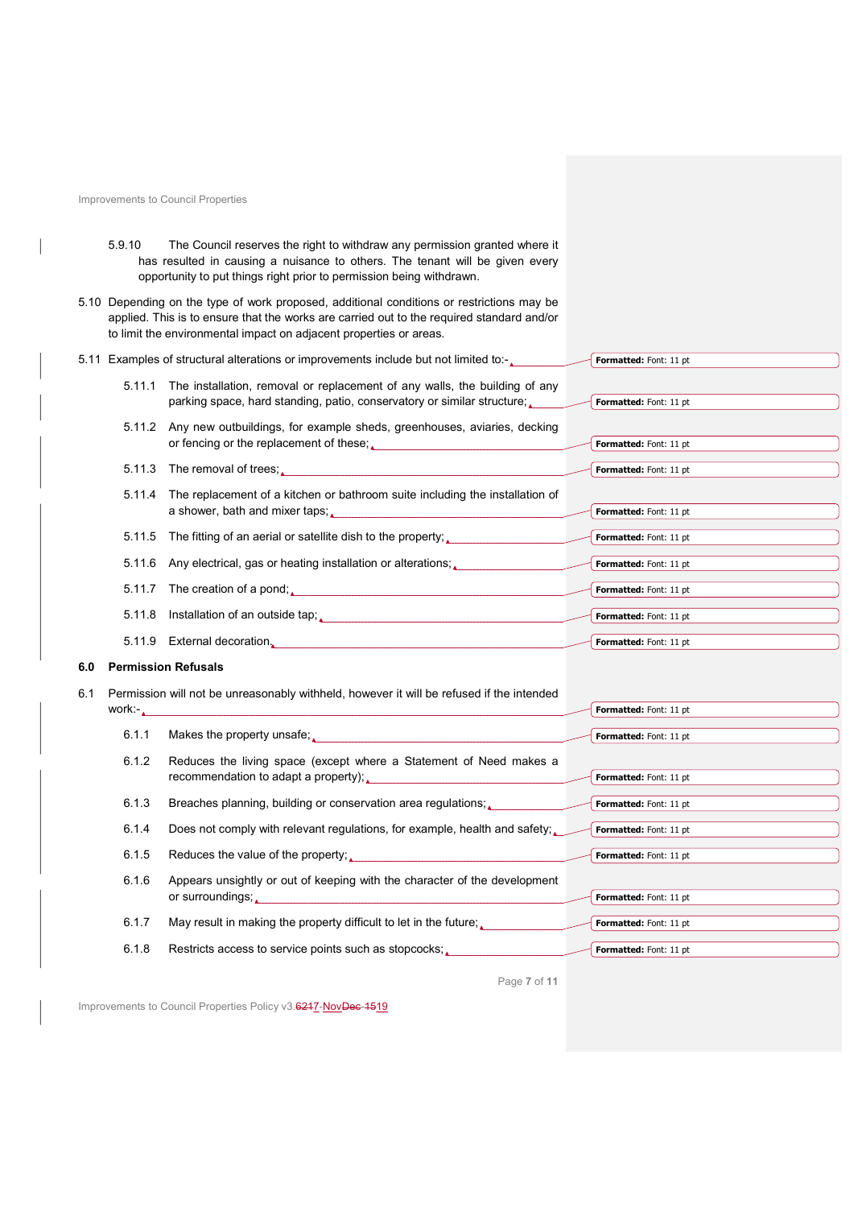5.9.10 The Council reserves the right to withdraw any permission granted where it has resulted in causing a nuisance to others. The tenant will be given every opportunity to put things right prior to permission being withdrawn.

5.10 Depending on the type of work proposed, additional conditions or restrictions may be applied. This is to ensure that the works are carried out to the required standard and/or to limit the environmental impact on adjacent properties or areas.

5.11 Examples of structural alterations or improvements include but not limited to:-

- 5.11.1 The installation, removal or replacement of any walls, the building of any parking space, hard standing, patio, conservatory or similar structure;
- 5.11.2 Any new outbuildings, for example sheds, greenhouses, aviaries, decking or fencing or the replacement of these;
- 5.11.3 The removal of trees;
- 5.11.4 The replacement of a kitchen or bathroom suite including the installation of a shower, bath and mixer taps;
- 5.11.5 The fitting of an aerial or satellite dish to the property;
- 5.11.6 Any electrical, gas or heating installation or alterations;
- 5.11.7 The creation of a pond;
- 5.11.8 Installation of an outside tap;
- 5.11.9 External decoration.

## 6.0 Permission Refusals

6.1 Permission will not be unreasonably withheld, however it will be refused if the intended work:-

- 6.1.1 Makes the property unsafe;
- 6.1.2 Reduces the living space (except where a Statement of Need makes a recommendation to adapt a property);
- 6.1.3 Breaches planning, building or conservation area regulations;
- 6.1.4 Does not comply with relevant regulations, for example, health and safety;
- 6.1.5 Reduces the value of the property;
- 6.1.6 Appears unsightly or out of keeping with the character of the development or surroundings;
- 6.1.7 May result in making the property difficult to let in the future;
- 6.1.8 Restricts access to service points such as stopcocks;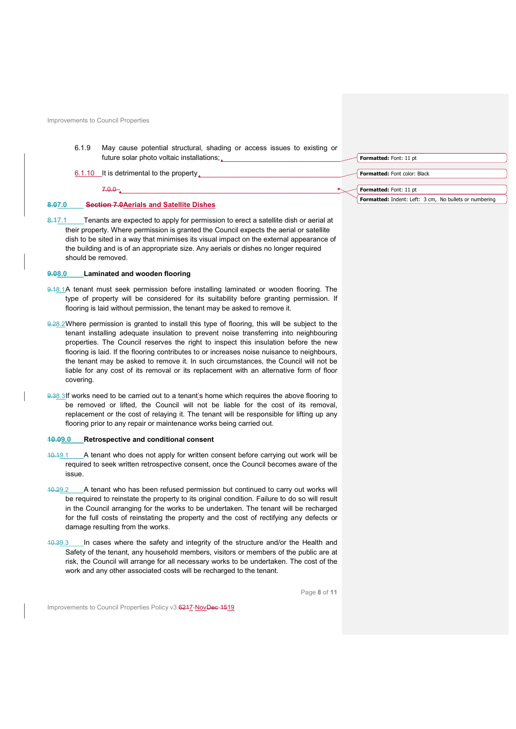6.1.9 May cause potential structural, shading or access issues to existing or future solar photo voltaic installations;

6.1.10 It is detrimental to the property.

## 7.0 Aerials and Satellite Dishes

7.1 Tenants are expected to apply for permission to erect a satellite dish or aerial at their property. Where permission is granted the Council expects the aerial or satellite dish to be sited in a way that minimises its visual impact on the external appearance of the building and is of an appropriate size. Any aerials or dishes no longer required should be removed.

## 8.0 Laminated and wooden flooring

8.1 A tenant must seek permission before installing laminated or wooden flooring. The type of property will be considered for its suitability before granting permission. If flooring is laid without permission, the tenant may be asked to remove it.

8.2 Where permission is granted to install this type of flooring, this will be subject to the tenant installing adequate insulation to prevent noise transferring into neighbouring properties. The Council reserves the right to inspect this insulation before the new flooring is laid. If the flooring contributes to or increases noise nuisance to neighbours, the tenant may be asked to remove it. In such circumstances, the Council will not be liable for any cost of its removal or its replacement with an alternative form of floor covering.

8.3 If works need to be carried out to a tenant's home which requires the above flooring to be removed or lifted, the Council will not be liable for the cost of its removal, replacement or the cost of relaying it. The tenant will be responsible for lifting up any flooring prior to any repair or maintenance works being carried out.

## 9.0 Retrospective and conditional consent

9.1 A tenant who does not apply for written consent before carrying out work will be required to seek written retrospective consent, once the Council becomes aware of the issue.

9.2 A tenant who has been refused permission but continued to carry out works will be required to reinstate the property to its original condition. Failure to do so will result in the Council arranging for the works to be undertaken. The tenant will be recharged for the full costs of reinstating the property and the cost of rectifying any defects or damage resulting from the works.

9.3 In cases where the safety and integrity of the structure and/or the Health and Safety of the tenant, any household members, visitors or members of the public are at risk, the Council will arrange for all necessary works to be undertaken. The cost of the work and any other associated costs will be recharged to the tenant.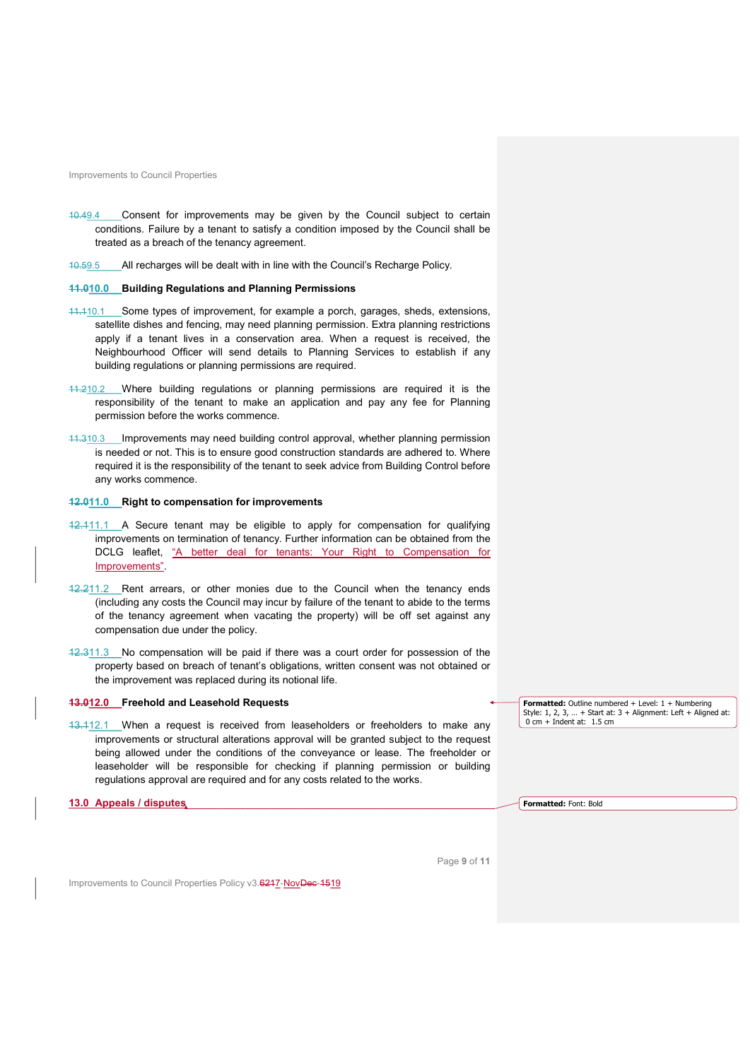9.4 Consent for improvements may be given by the Council subject to certain conditions. Failure by a tenant to satisfy a condition imposed by the Council shall be treated as a breach of the tenancy agreement.

9.5 All recharges will be dealt with in line with the Council's Recharge Policy.

## 10.0 Building Regulations and Planning Permissions

10.1 Some types of improvement, for example a porch, garages, sheds, extensions, satellite dishes and fencing, may need planning permission. Extra planning restrictions apply if a tenant lives in a conservation area. When a request is received, the Neighbourhood Officer will send details to Planning Services to establish if any building regulations or planning permissions are required.

10.2 Where building regulations or planning permissions are required it is the responsibility of the tenant to make an application and pay any fee for Planning permission before the works commence.

10.3 Improvements may need building control approval, whether planning permission is needed or not. This is to ensure good construction standards are adhered to. Where required it is the responsibility of the tenant to seek advice from Building Control before any works commence.

## 11.0 Right to compensation for improvements

11.1 A Secure tenant may be eligible to apply for compensation for qualifying improvements on termination of tenancy. Further information can be obtained from the DCLG leaflet, "A better deal for tenants: Your Right to Compensation for Improvements".

11.2 Rent arrears, or other monies due to the Council when the tenancy ends (including any costs the Council may incur by failure of the tenant to abide to the terms of the tenancy agreement when vacating the property) will be off set against any compensation due under the policy.

11.3 No compensation will be paid if there was a court order for possession of the property based on breach of tenant's obligations, written consent was not obtained or the improvement was replaced during its notional life.

## 12.0 Freehold and Leasehold Requests

12.1 When a request is received from leaseholders or freeholders to make any improvements or structural alterations approval will be granted subject to the request being allowed under the conditions of the conveyance or lease. The freeholder or leaseholder will be responsible for checking if planning permission or building regulations approval are required and for any costs related to the works.

## 13.0 Appeals / disputes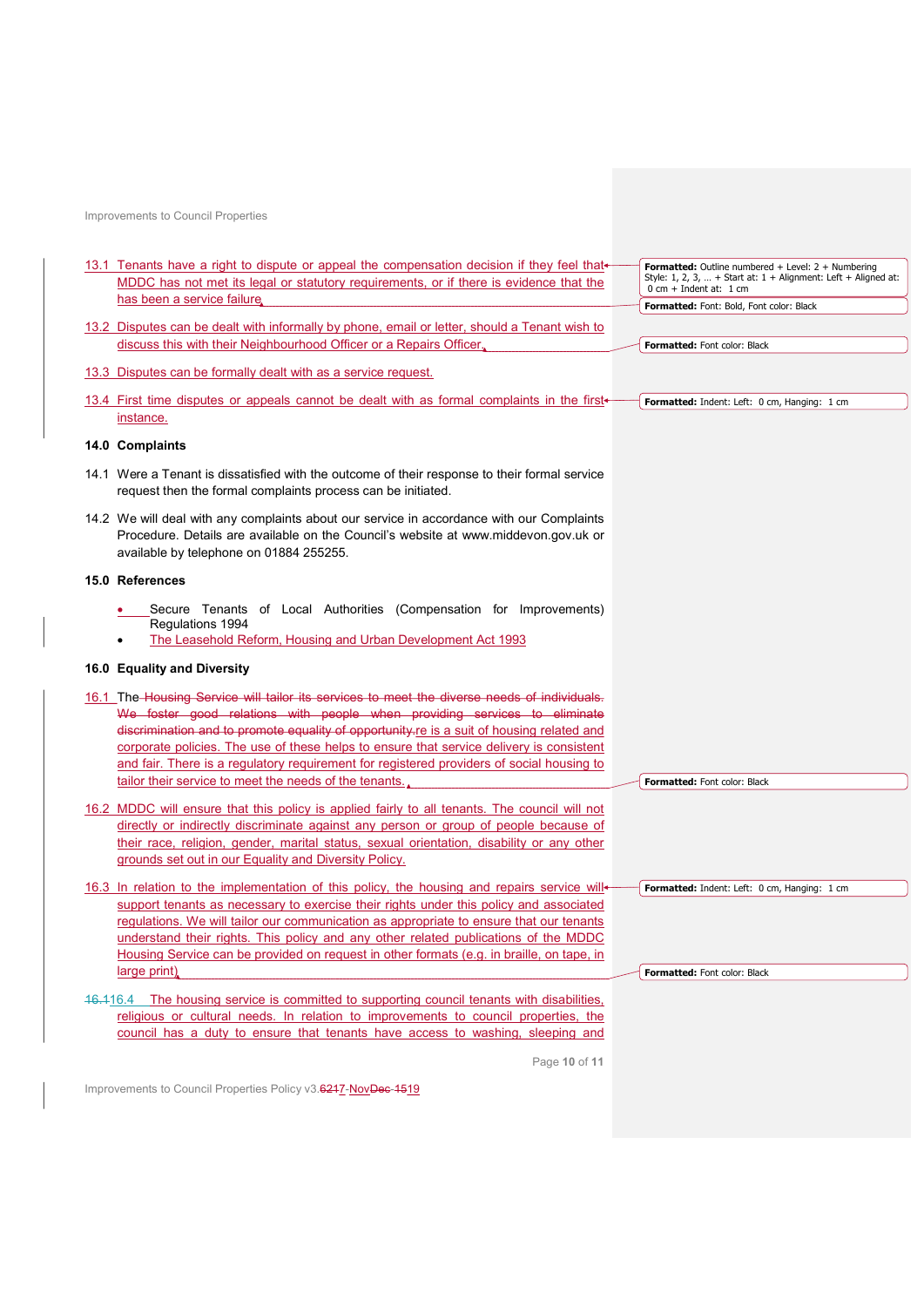13.1 Tenants have a right to dispute or appeal the compensation decision if they feel that MDDC has not met its legal or statutory requirements, or if there is evidence that the has been a service failure.

13.2 Disputes can be dealt with informally by phone, email or letter, should a Tenant wish to discuss this with their Neighbourhood Officer or a Repairs Officer.

13.3 Disputes can be formally dealt with as a service request.

13.4 First time disputes or appeals cannot be dealt with as formal complaints in the first instance.

**14.0 Complaints**

14.1 Were a Tenant is dissatisfied with the outcome of their response to their formal service request then the formal complaints process can be initiated.

14.2 We will deal with any complaints about our service in accordance with our Complaints Procedure. Details are available on the Council's website at www.middevon.gov.uk or available by telephone on 01884 255255.

**15.0 References**

- Secure Tenants of Local Authorities (Compensation for Improvements) Regulations 1994
- The Leasehold Reform, Housing and Urban Development Act 1993

**16.0 Equality and Diversity**

16.1 There is a suit of housing related and corporate policies. The use of these helps to ensure that service delivery is consistent and fair. There is a regulatory requirement for registered providers of social housing to tailor their service to meet the needs of the tenants.

16.2 MDDC will ensure that this policy is applied fairly to all tenants. The council will not directly or indirectly discriminate against any person or group of people because of their race, religion, gender, marital status, sexual orientation, disability or any other grounds set out in our Equality and Diversity Policy.

16.3 In relation to the implementation of this policy, the housing and repairs service will support tenants as necessary to exercise their rights under this policy and associated regulations. We will tailor our communication as appropriate to ensure that our tenants understand their rights. This policy and any other related publications of the MDDC Housing Service can be provided on request in other formats (e.g. in braille, on tape, in large print).

16.4 The housing service is committed to supporting council tenants with disabilities, religious or cultural needs. In relation to improvements to council properties, the council has a duty to ensure that tenants have access to washing, sleeping and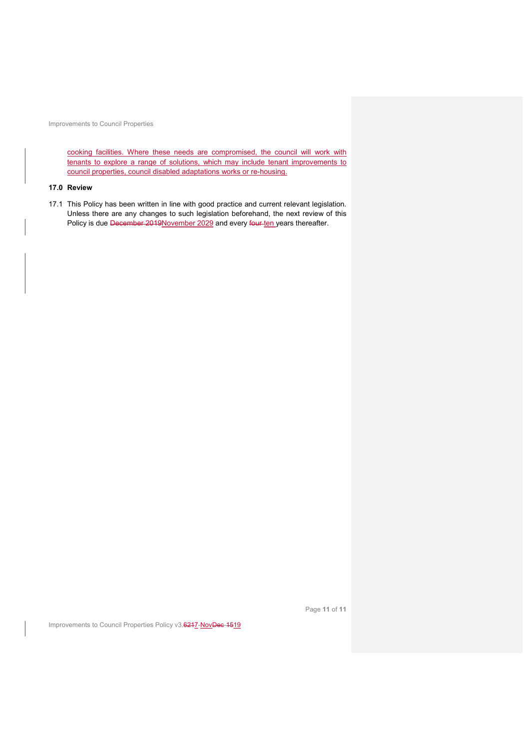cooking facilities. Where these needs are compromised, the council will work with tenants to explore a range of solutions, which may include tenant improvements to council properties, council disabled adaptations works or re-housing.

### 17.0 Review

17.1 This Policy has been written in line with good practice and current relevant legislation. Unless there are any changes to such legislation beforehand, the next review of this Policy is due ~~December 2019~~November 2029 and every ~~four~~ ten years thereafter.